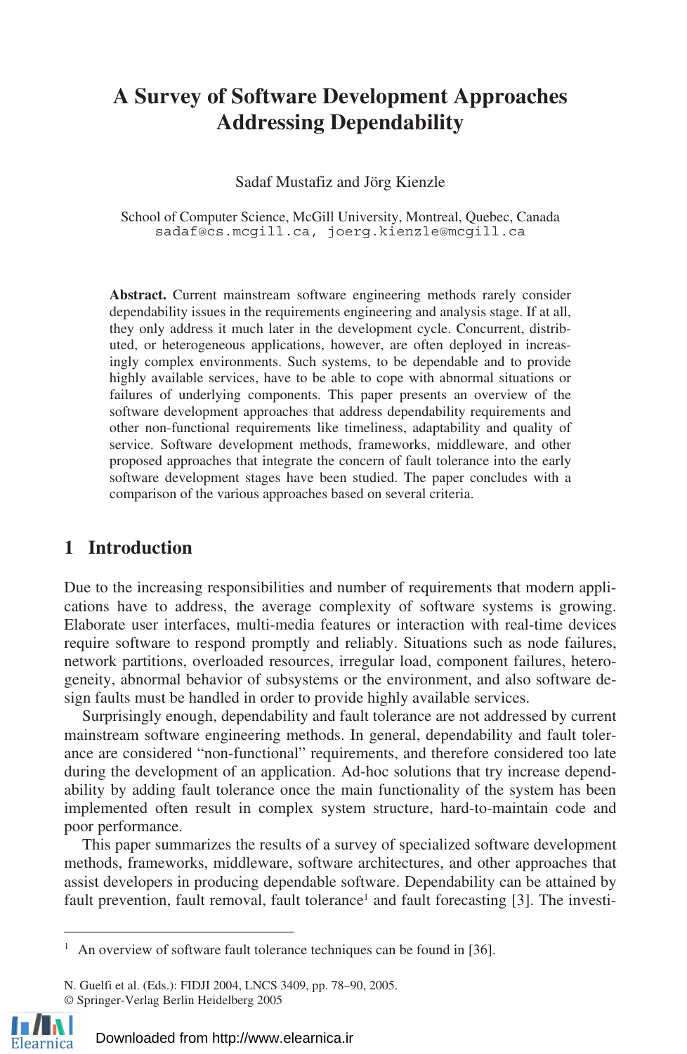# A Survey of Software Development Approaches Addressing Dependability

Sadaf Mustafiz and Jörg Kienzle

School of Computer Science, McGill University, Montreal, Quebec, Canada
sadaf@cs.mcgill.ca, joerg.kienzle@mcgill.ca

**Abstract.** Current mainstream software engineering methods rarely consider dependability issues in the requirements engineering and analysis stage. If at all, they only address it much later in the development cycle. Concurrent, distributed, or heterogeneous applications, however, are often deployed in increasingly complex environments. Such systems, to be dependable and to provide highly available services, have to be able to cope with abnormal situations or failures of underlying components. This paper presents an overview of the software development approaches that address dependability requirements and other non-functional requirements like timeliness, adaptability and quality of service. Software development methods, frameworks, middleware, and other proposed approaches that integrate the concern of fault tolerance into the early software development stages have been studied. The paper concludes with a comparison of the various approaches based on several criteria.

## 1 Introduction

Due to the increasing responsibilities and number of requirements that modern applications have to address, the average complexity of software systems is growing. Elaborate user interfaces, multi-media features or interaction with real-time devices require software to respond promptly and reliably. Situations such as node failures, network partitions, overloaded resources, irregular load, component failures, heterogeneity, abnormal behavior of subsystems or the environment, and also software design faults must be handled in order to provide highly available services.

Surprisingly enough, dependability and fault tolerance are not addressed by current mainstream software engineering methods. In general, dependability and fault tolerance are considered "non-functional" requirements, and therefore considered too late during the development of an application. Ad-hoc solutions that try increase dependability by adding fault tolerance once the main functionality of the system has been implemented often result in complex system structure, hard-to-maintain code and poor performance.

This paper summarizes the results of a survey of specialized software development methods, frameworks, middleware, software architectures, and other approaches that assist developers in producing dependable software. Dependability can be attained by fault prevention, fault removal, fault tolerance[1] and fault forecasting [3]. The investi-

[1] An overview of software fault tolerance techniques can be found in [36].

N. Guelfi et al. (Eds.): FIDJI 2004, LNCS 3409, pp. 78–90, 2005.
© Springer-Verlag Berlin Heidelberg 2005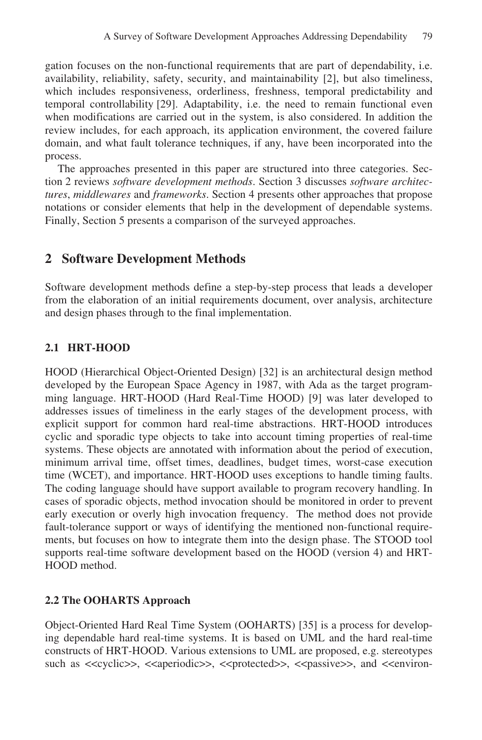gation focuses on the non-functional requirements that are part of dependability, i.e. availability, reliability, safety, security, and maintainability [2], but also timeliness, which includes responsiveness, orderliness, freshness, temporal predictability and temporal controllability [29]. Adaptability, i.e. the need to remain functional even when modifications are carried out in the system, is also considered. In addition the review includes, for each approach, its application environment, the covered failure domain, and what fault tolerance techniques, if any, have been incorporated into the process.

The approaches presented in this paper are structured into three categories. Section 2 reviews *software development methods*. Section 3 discusses *software architectures*, *middlewares* and *frameworks*. Section 4 presents other approaches that propose notations or consider elements that help in the development of dependable systems. Finally, Section 5 presents a comparison of the surveyed approaches.

## 2 Software Development Methods

Software development methods define a step-by-step process that leads a developer from the elaboration of an initial requirements document, over analysis, architecture and design phases through to the final implementation.

### 2.1 HRT-HOOD

HOOD (Hierarchical Object-Oriented Design) [32] is an architectural design method developed by the European Space Agency in 1987, with Ada as the target programming language. HRT-HOOD (Hard Real-Time HOOD) [9] was later developed to addresses issues of timeliness in the early stages of the development process, with explicit support for common hard real-time abstractions. HRT-HOOD introduces cyclic and sporadic type objects to take into account timing properties of real-time systems. These objects are annotated with information about the period of execution, minimum arrival time, offset times, deadlines, budget times, worst-case execution time (WCET), and importance. HRT-HOOD uses exceptions to handle timing faults. The coding language should have support available to program recovery handling. In cases of sporadic objects, method invocation should be monitored in order to prevent early execution or overly high invocation frequency. The method does not provide fault-tolerance support or ways of identifying the mentioned non-functional requirements, but focuses on how to integrate them into the design phase. The STOOD tool supports real-time software development based on the HOOD (version 4) and HRT-HOOD method.

### 2.2 The OOHARTS Approach

Object-Oriented Hard Real Time System (OOHARTS) [35] is a process for developing dependable hard real-time systems. It is based on UML and the hard real-time constructs of HRT-HOOD. Various extensions to UML are proposed, e.g. stereotypes such as <<cyclic>>, <<aperiodic>>, <<protected>>, <<passive>>, and <<environ-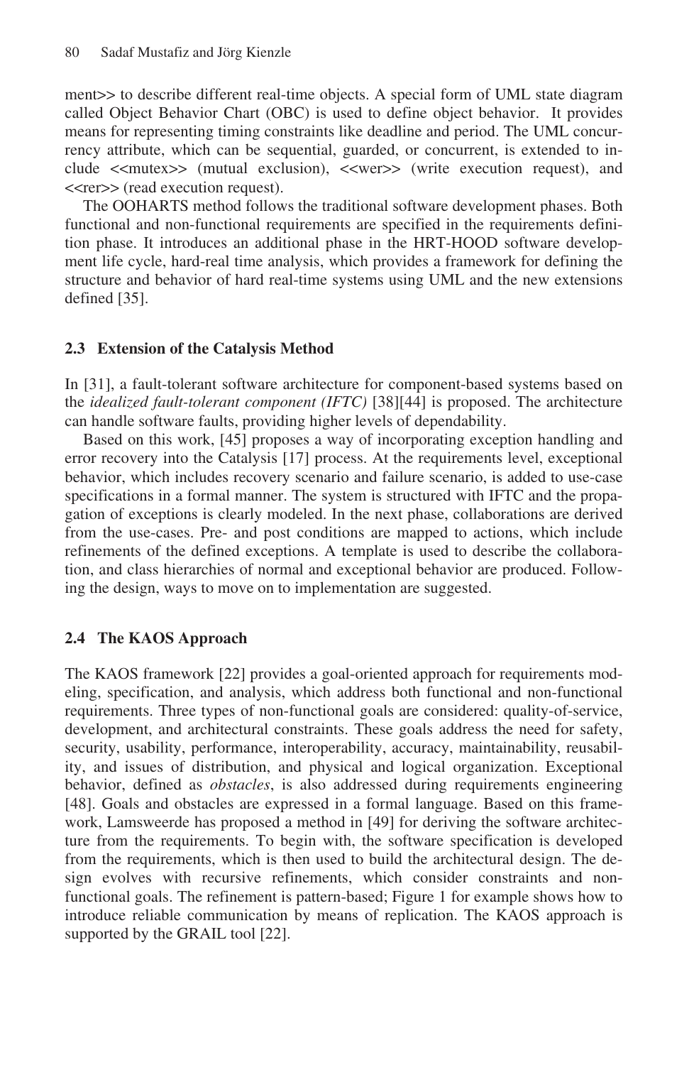ment>> to describe different real-time objects. A special form of UML state diagram called Object Behavior Chart (OBC) is used to define object behavior. It provides means for representing timing constraints like deadline and period. The UML concurrency attribute, which can be sequential, guarded, or concurrent, is extended to include <<mutex>> (mutual exclusion), <<wer>> (write execution request), and <<rer>> (read execution request).

The OOHARTS method follows the traditional software development phases. Both functional and non-functional requirements are specified in the requirements definition phase. It introduces an additional phase in the HRT-HOOD software development life cycle, hard-real time analysis, which provides a framework for defining the structure and behavior of hard real-time systems using UML and the new extensions defined [35].

### 2.3 Extension of the Catalysis Method

In [31], a fault-tolerant software architecture for component-based systems based on the *idealized fault-tolerant component (IFTC)* [38][44] is proposed. The architecture can handle software faults, providing higher levels of dependability.

Based on this work, [45] proposes a way of incorporating exception handling and error recovery into the Catalysis [17] process. At the requirements level, exceptional behavior, which includes recovery scenario and failure scenario, is added to use-case specifications in a formal manner. The system is structured with IFTC and the propagation of exceptions is clearly modeled. In the next phase, collaborations are derived from the use-cases. Pre- and post conditions are mapped to actions, which include refinements of the defined exceptions. A template is used to describe the collaboration, and class hierarchies of normal and exceptional behavior are produced. Following the design, ways to move on to implementation are suggested.

### 2.4 The KAOS Approach

The KAOS framework [22] provides a goal-oriented approach for requirements modeling, specification, and analysis, which address both functional and non-functional requirements. Three types of non-functional goals are considered: quality-of-service, development, and architectural constraints. These goals address the need for safety, security, usability, performance, interoperability, accuracy, maintainability, reusability, and issues of distribution, and physical and logical organization. Exceptional behavior, defined as *obstacles*, is also addressed during requirements engineering [48]. Goals and obstacles are expressed in a formal language. Based on this framework, Lamsweerde has proposed a method in [49] for deriving the software architecture from the requirements. To begin with, the software specification is developed from the requirements, which is then used to build the architectural design. The design evolves with recursive refinements, which consider constraints and non-functional goals. The refinement is pattern-based; Figure 1 for example shows how to introduce reliable communication by means of replication. The KAOS approach is supported by the GRAIL tool [22].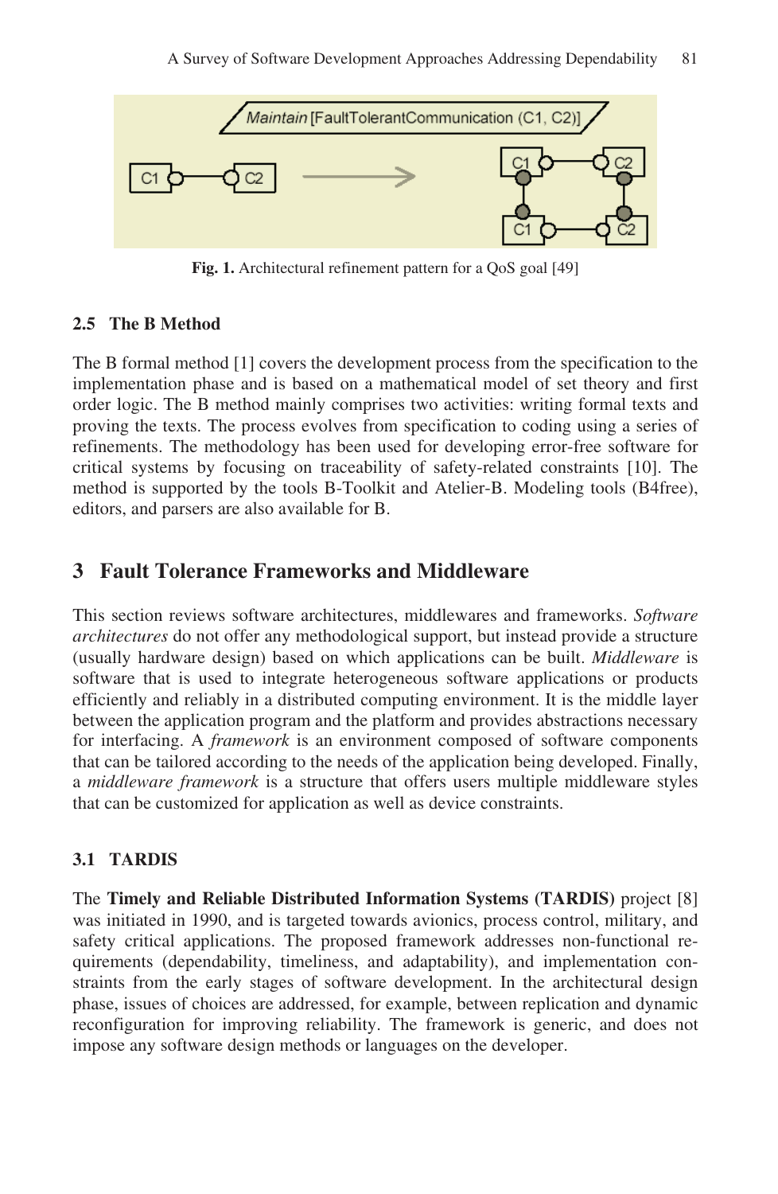Fig. 1. Architectural refinement pattern for a QoS goal [49]

### 2.5 The B Method

The B formal method [1] covers the development process from the specification to the implementation phase and is based on a mathematical model of set theory and first order logic. The B method mainly comprises two activities: writing formal texts and proving the texts. The process evolves from specification to coding using a series of refinements. The methodology has been used for developing error-free software for critical systems by focusing on traceability of safety-related constraints [10]. The method is supported by the tools B-Toolkit and Atelier-B. Modeling tools (B4free), editors, and parsers are also available for B.

## 3 Fault Tolerance Frameworks and Middleware

This section reviews software architectures, middlewares and frameworks. *Software architectures* do not offer any methodological support, but instead provide a structure (usually hardware design) based on which applications can be built. *Middleware* is software that is used to integrate heterogeneous software applications or products efficiently and reliably in a distributed computing environment. It is the middle layer between the application program and the platform and provides abstractions necessary for interfacing. A *framework* is an environment composed of software components that can be tailored according to the needs of the application being developed. Finally, a *middleware framework* is a structure that offers users multiple middleware styles that can be customized for application as well as device constraints.

### 3.1 TARDIS

The **Timely and Reliable Distributed Information Systems (TARDIS)** project [8] was initiated in 1990, and is targeted towards avionics, process control, military, and safety critical applications. The proposed framework addresses non-functional requirements (dependability, timeliness, and adaptability), and implementation constraints from the early stages of software development. In the architectural design phase, issues of choices are addressed, for example, between replication and dynamic reconfiguration for improving reliability. The framework is generic, and does not impose any software design methods or languages on the developer.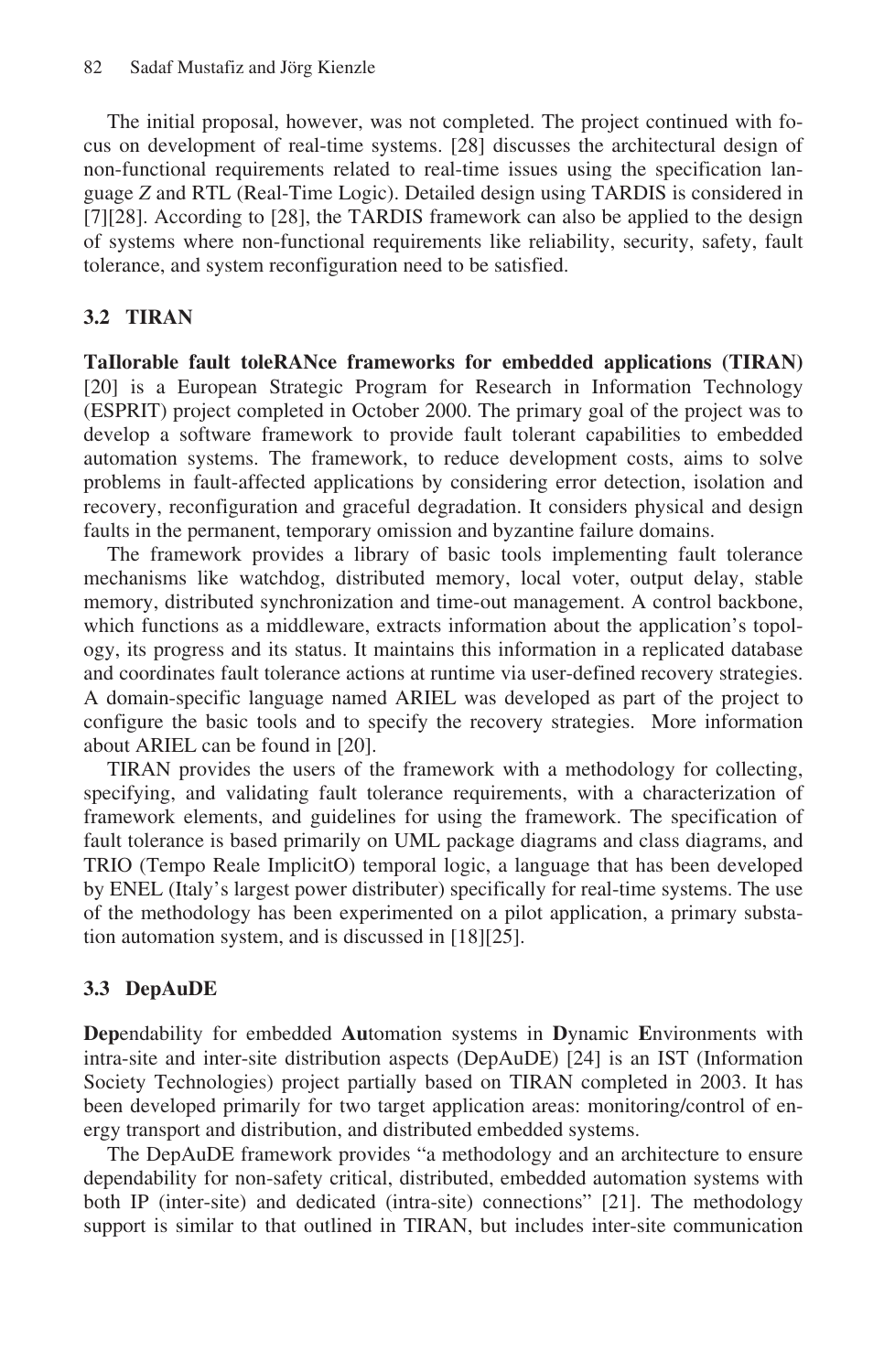The initial proposal, however, was not completed. The project continued with focus on development of real-time systems. [28] discusses the architectural design of non-functional requirements related to real-time issues using the specification language *Z* and RTL (Real-Time Logic). Detailed design using TARDIS is considered in [7][28]. According to [28], the TARDIS framework can also be applied to the design of systems where non-functional requirements like reliability, security, safety, fault tolerance, and system reconfiguration need to be satisfied.

### 3.2 TIRAN

**TaIlorable fault toleRANce frameworks for embedded applications (TIRAN)** [20] is a European Strategic Program for Research in Information Technology (ESPRIT) project completed in October 2000. The primary goal of the project was to develop a software framework to provide fault tolerant capabilities to embedded automation systems. The framework, to reduce development costs, aims to solve problems in fault-affected applications by considering error detection, isolation and recovery, reconfiguration and graceful degradation. It considers physical and design faults in the permanent, temporary omission and byzantine failure domains.

The framework provides a library of basic tools implementing fault tolerance mechanisms like watchdog, distributed memory, local voter, output delay, stable memory, distributed synchronization and time-out management. A control backbone, which functions as a middleware, extracts information about the application's topology, its progress and its status. It maintains this information in a replicated database and coordinates fault tolerance actions at runtime via user-defined recovery strategies. A domain-specific language named ARIEL was developed as part of the project to configure the basic tools and to specify the recovery strategies. More information about ARIEL can be found in [20].

TIRAN provides the users of the framework with a methodology for collecting, specifying, and validating fault tolerance requirements, with a characterization of framework elements, and guidelines for using the framework. The specification of fault tolerance is based primarily on UML package diagrams and class diagrams, and TRIO (Tempo Reale ImplicitO) temporal logic, a language that has been developed by ENEL (Italy's largest power distributer) specifically for real-time systems. The use of the methodology has been experimented on a pilot application, a primary substation automation system, and is discussed in [18][25].

### 3.3 DepAuDE

**Dep**endability for embedded **Au**tomation systems in **D**ynamic **E**nvironments with intra-site and inter-site distribution aspects (DepAuDE) [24] is an IST (Information Society Technologies) project partially based on TIRAN completed in 2003. It has been developed primarily for two target application areas: monitoring/control of energy transport and distribution, and distributed embedded systems.

The DepAuDE framework provides "a methodology and an architecture to ensure dependability for non-safety critical, distributed, embedded automation systems with both IP (inter-site) and dedicated (intra-site) connections" [21]. The methodology support is similar to that outlined in TIRAN, but includes inter-site communication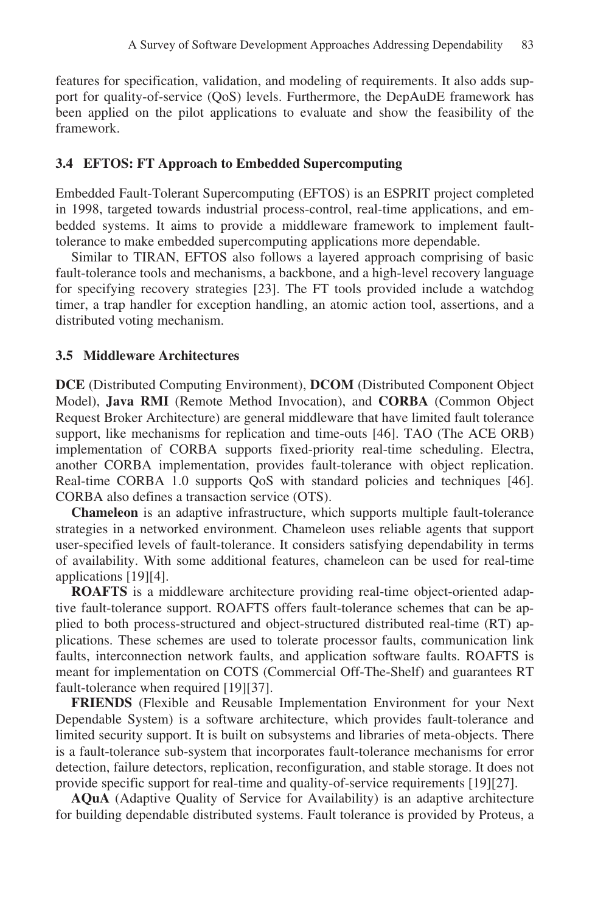features for specification, validation, and modeling of requirements. It also adds support for quality-of-service (QoS) levels. Furthermore, the DepAuDE framework has been applied on the pilot applications to evaluate and show the feasibility of the framework.

### 3.4 EFTOS: FT Approach to Embedded Supercomputing

Embedded Fault-Tolerant Supercomputing (EFTOS) is an ESPRIT project completed in 1998, targeted towards industrial process-control, real-time applications, and embedded systems. It aims to provide a middleware framework to implement fault-tolerance to make embedded supercomputing applications more dependable.

Similar to TIRAN, EFTOS also follows a layered approach comprising of basic fault-tolerance tools and mechanisms, a backbone, and a high-level recovery language for specifying recovery strategies [23]. The FT tools provided include a watchdog timer, a trap handler for exception handling, an atomic action tool, assertions, and a distributed voting mechanism.

### 3.5 Middleware Architectures

**DCE** (Distributed Computing Environment), **DCOM** (Distributed Component Object Model), **Java RMI** (Remote Method Invocation), and **CORBA** (Common Object Request Broker Architecture) are general middleware that have limited fault tolerance support, like mechanisms for replication and time-outs [46]. TAO (The ACE ORB) implementation of CORBA supports fixed-priority real-time scheduling. Electra, another CORBA implementation, provides fault-tolerance with object replication. Real-time CORBA 1.0 supports QoS with standard policies and techniques [46]. CORBA also defines a transaction service (OTS).

**Chameleon** is an adaptive infrastructure, which supports multiple fault-tolerance strategies in a networked environment. Chameleon uses reliable agents that support user-specified levels of fault-tolerance. It considers satisfying dependability in terms of availability. With some additional features, chameleon can be used for real-time applications [19][4].

**ROAFTS** is a middleware architecture providing real-time object-oriented adaptive fault-tolerance support. ROAFTS offers fault-tolerance schemes that can be applied to both process-structured and object-structured distributed real-time (RT) applications. These schemes are used to tolerate processor faults, communication link faults, interconnection network faults, and application software faults. ROAFTS is meant for implementation on COTS (Commercial Off-The-Shelf) and guarantees RT fault-tolerance when required [19][37].

**FRIENDS** (Flexible and Reusable Implementation Environment for your Next Dependable System) is a software architecture, which provides fault-tolerance and limited security support. It is built on subsystems and libraries of meta-objects. There is a fault-tolerance sub-system that incorporates fault-tolerance mechanisms for error detection, failure detectors, replication, reconfiguration, and stable storage. It does not provide specific support for real-time and quality-of-service requirements [19][27].

**AQuA** (Adaptive Quality of Service for Availability) is an adaptive architecture for building dependable distributed systems. Fault tolerance is provided by Proteus, a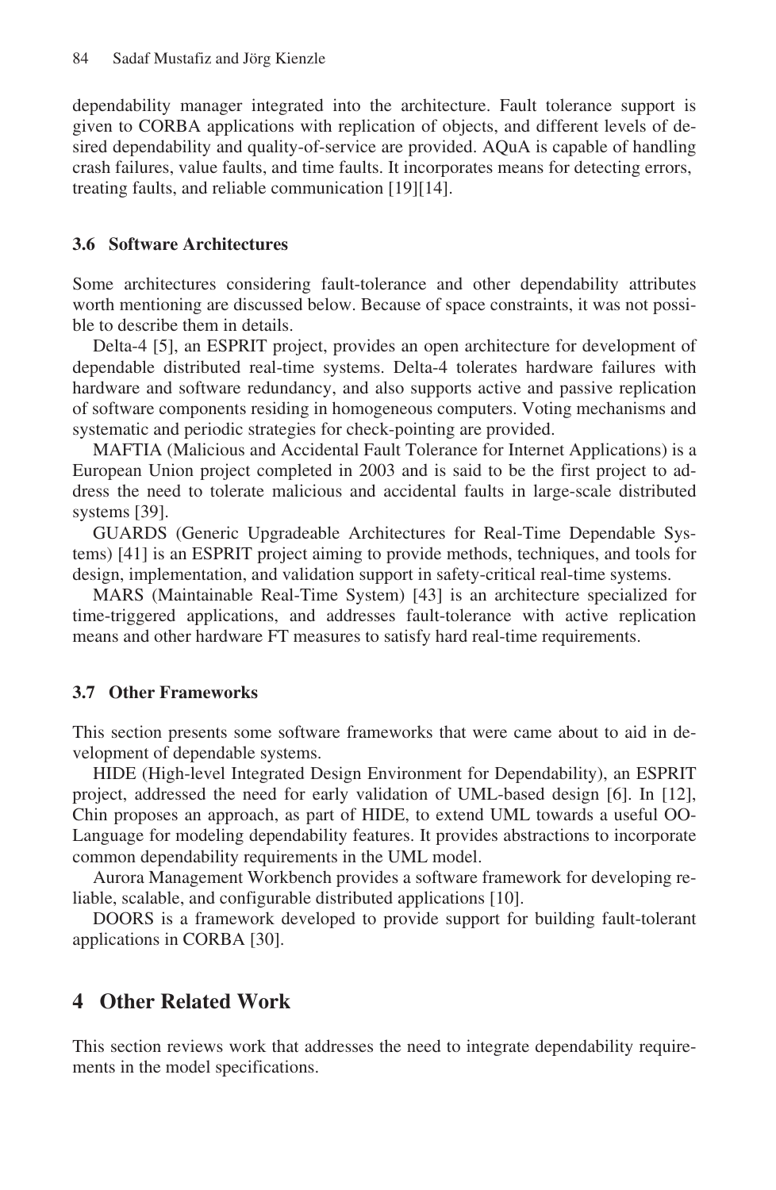dependability manager integrated into the architecture. Fault tolerance support is given to CORBA applications with replication of objects, and different levels of desired dependability and quality-of-service are provided. AQuA is capable of handling crash failures, value faults, and time faults. It incorporates means for detecting errors, treating faults, and reliable communication [19][14].

### 3.6 Software Architectures

Some architectures considering fault-tolerance and other dependability attributes worth mentioning are discussed below. Because of space constraints, it was not possible to describe them in details.

Delta-4 [5], an ESPRIT project, provides an open architecture for development of dependable distributed real-time systems. Delta-4 tolerates hardware failures with hardware and software redundancy, and also supports active and passive replication of software components residing in homogeneous computers. Voting mechanisms and systematic and periodic strategies for check-pointing are provided.

MAFTIA (Malicious and Accidental Fault Tolerance for Internet Applications) is a European Union project completed in 2003 and is said to be the first project to address the need to tolerate malicious and accidental faults in large-scale distributed systems [39].

GUARDS (Generic Upgradeable Architectures for Real-Time Dependable Systems) [41] is an ESPRIT project aiming to provide methods, techniques, and tools for design, implementation, and validation support in safety-critical real-time systems.

MARS (Maintainable Real-Time System) [43] is an architecture specialized for time-triggered applications, and addresses fault-tolerance with active replication means and other hardware FT measures to satisfy hard real-time requirements.

### 3.7 Other Frameworks

This section presents some software frameworks that were came about to aid in development of dependable systems.

HIDE (High-level Integrated Design Environment for Dependability), an ESPRIT project, addressed the need for early validation of UML-based design [6]. In [12], Chin proposes an approach, as part of HIDE, to extend UML towards a useful OO-Language for modeling dependability features. It provides abstractions to incorporate common dependability requirements in the UML model.

Aurora Management Workbench provides a software framework for developing reliable, scalable, and configurable distributed applications [10].

DOORS is a framework developed to provide support for building fault-tolerant applications in CORBA [30].

## 4 Other Related Work

This section reviews work that addresses the need to integrate dependability requirements in the model specifications.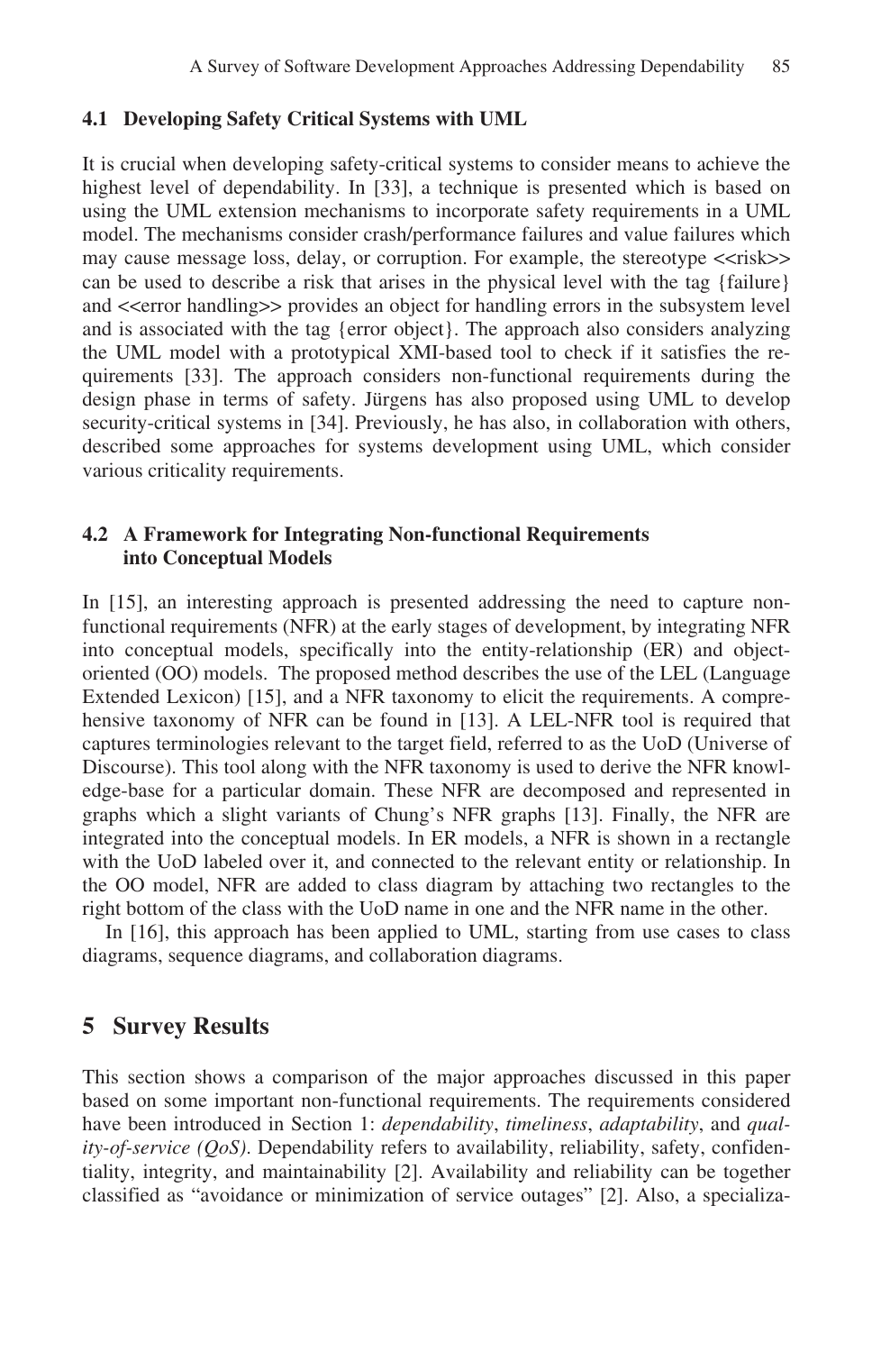### 4.1 Developing Safety Critical Systems with UML

It is crucial when developing safety-critical systems to consider means to achieve the highest level of dependability. In [33], a technique is presented which is based on using the UML extension mechanisms to incorporate safety requirements in a UML model. The mechanisms consider crash/performance failures and value failures which may cause message loss, delay, or corruption. For example, the stereotype <<risk>> can be used to describe a risk that arises in the physical level with the tag {failure} and <<error handling>> provides an object for handling errors in the subsystem level and is associated with the tag {error object}. The approach also considers analyzing the UML model with a prototypical XMI-based tool to check if it satisfies the requirements [33]. The approach considers non-functional requirements during the design phase in terms of safety. Jürgens has also proposed using UML to develop security-critical systems in [34]. Previously, he has also, in collaboration with others, described some approaches for systems development using UML, which consider various criticality requirements.

### 4.2 A Framework for Integrating Non-functional Requirements into Conceptual Models

In [15], an interesting approach is presented addressing the need to capture non-functional requirements (NFR) at the early stages of development, by integrating NFR into conceptual models, specifically into the entity-relationship (ER) and object-oriented (OO) models. The proposed method describes the use of the LEL (Language Extended Lexicon) [15], and a NFR taxonomy to elicit the requirements. A comprehensive taxonomy of NFR can be found in [13]. A LEL-NFR tool is required that captures terminologies relevant to the target field, referred to as the UoD (Universe of Discourse). This tool along with the NFR taxonomy is used to derive the NFR knowledge-base for a particular domain. These NFR are decomposed and represented in graphs which a slight variants of Chung's NFR graphs [13]. Finally, the NFR are integrated into the conceptual models. In ER models, a NFR is shown in a rectangle with the UoD labeled over it, and connected to the relevant entity or relationship. In the OO model, NFR are added to class diagram by attaching two rectangles to the right bottom of the class with the UoD name in one and the NFR name in the other.

In [16], this approach has been applied to UML, starting from use cases to class diagrams, sequence diagrams, and collaboration diagrams.

## 5 Survey Results

This section shows a comparison of the major approaches discussed in this paper based on some important non-functional requirements. The requirements considered have been introduced in Section 1: *dependability*, *timeliness*, *adaptability*, and *quality-of-service (QoS)*. Dependability refers to availability, reliability, safety, confidentiality, integrity, and maintainability [2]. Availability and reliability can be together classified as "avoidance or minimization of service outages" [2]. Also, a specializa-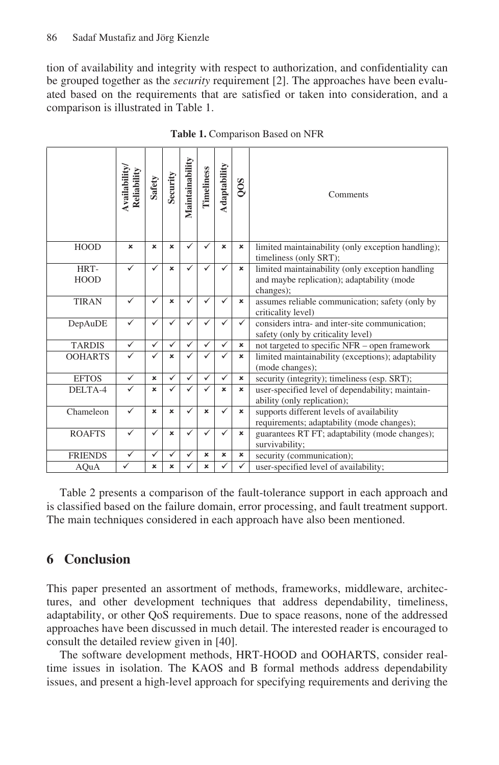tion of availability and integrity with respect to authorization, and confidentiality can be grouped together as the *security* requirement [2]. The approaches have been evaluated based on the requirements that are satisfied or taken into consideration, and a comparison is illustrated in Table 1.

**Table 1.** Comparison Based on NFR

| | Availability/ Reliability | Safety | Security | Maintainability | Timeliness | Adaptability | QOS | Comments |
|---|---|---|---|---|---|---|---|---|
| HOOD | × | × | × | ✓ | ✓ | × | × | limited maintainability (only exception handling); timeliness (only SRT); |
| HRT-HOOD | ✓ | ✓ | × | ✓ | ✓ | ✓ | × | limited maintainability (only exception handling and maybe replication); adaptability (mode changes); |
| TIRAN | ✓ | ✓ | × | ✓ | ✓ | ✓ | × | assumes reliable communication; safety (only by criticality level) |
| DepAuDE | ✓ | ✓ | ✓ | ✓ | ✓ | ✓ | ✓ | considers intra- and inter-site communication; safety (only by criticality level) |
| TARDIS | ✓ | ✓ | ✓ | ✓ | ✓ | ✓ | × | not targeted to specific NFR – open framework |
| OOHARTS | ✓ | ✓ | × | ✓ | ✓ | ✓ | × | limited maintainability (exceptions); adaptability (mode changes); |
| EFTOS | ✓ | × | ✓ | ✓ | ✓ | ✓ | × | security (integrity); timeliness (esp. SRT); |
| DELTA-4 | ✓ | × | ✓ | ✓ | ✓ | × | × | user-specified level of dependability; maintainability (only replication); |
| Chameleon | ✓ | × | × | ✓ | × | ✓ | × | supports different levels of availability requirements; adaptability (mode changes); |
| ROAFTS | ✓ | ✓ | × | ✓ | ✓ | ✓ | × | guarantees RT FT; adaptability (mode changes); survivability; |
| FRIENDS | ✓ | ✓ | ✓ | ✓ | × | × | × | security (communication); |
| AQuA | ✓ | × | × | ✓ | × | ✓ | ✓ | user-specified level of availability; |

Table 2 presents a comparison of the fault-tolerance support in each approach and is classified based on the failure domain, error processing, and fault treatment support. The main techniques considered in each approach have also been mentioned.

## 6 Conclusion

This paper presented an assortment of methods, frameworks, middleware, architectures, and other development techniques that address dependability, timeliness, adaptability, or other QoS requirements. Due to space reasons, none of the addressed approaches have been discussed in much detail. The interested reader is encouraged to consult the detailed review given in [40].

The software development methods, HRT-HOOD and OOHARTS, consider real-time issues in isolation. The KAOS and B formal methods address dependability issues, and present a high-level approach for specifying requirements and deriving the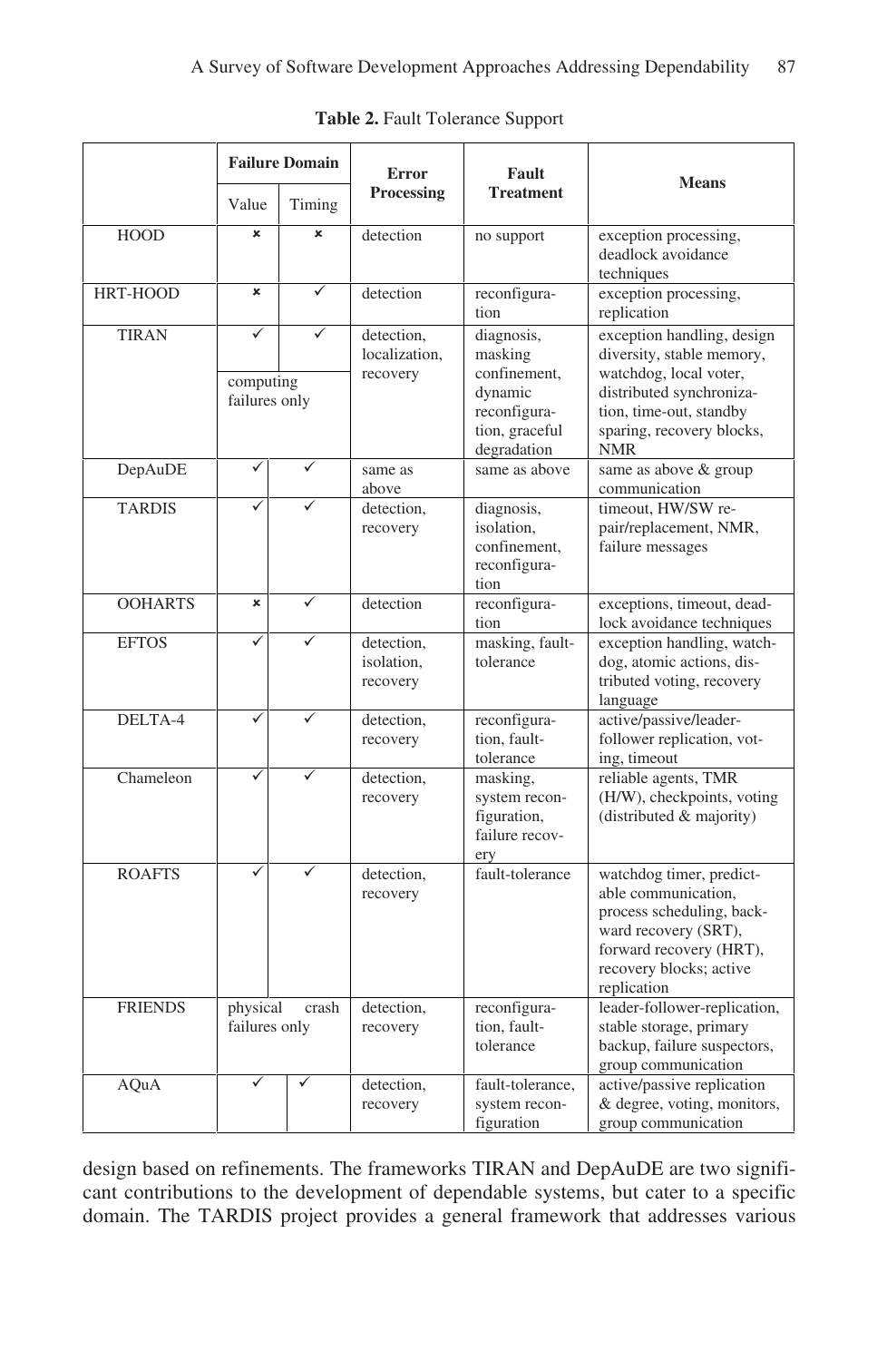**Table 2.** Fault Tolerance Support

| | Failure Domain | | Error Processing | Fault Treatment | Means |
|---|---|---|---|---|---|
| | Value | Timing | | | |
| HOOD | × | × | detection | no support | exception processing, deadlock avoidance techniques |
| HRT-HOOD | × | ✓ | detection | reconfiguration | exception processing, replication |
| TIRAN | ✓ computing failures only | ✓ | detection, localization, recovery | diagnosis, masking confinement, dynamic reconfiguration, graceful degradation | exception handling, design diversity, stable memory, watchdog, local voter, distributed synchronization, time-out, standby sparing, recovery blocks, NMR |
| DepAuDE | ✓ | ✓ | same as above | same as above | same as above & group communication |
| TARDIS | ✓ | ✓ | detection, recovery | diagnosis, isolation, confinement, reconfiguration | timeout, HW/SW repair/replacement, NMR, failure messages |
| OOHARTS | × | ✓ | detection | reconfiguration | exceptions, timeout, deadlock avoidance techniques |
| EFTOS | ✓ | ✓ | detection, isolation, recovery | masking, fault-tolerance | exception handling, watchdog, atomic actions, distributed voting, recovery language |
| DELTA-4 | ✓ | ✓ | detection, recovery | reconfiguration, fault-tolerance | active/passive/leader-follower replication, voting, timeout |
| Chameleon | ✓ | ✓ | detection, recovery | masking, system reconfiguration, failure recovery | reliable agents, TMR (H/W), checkpoints, voting (distributed & majority) |
| ROAFTS | ✓ | ✓ | detection, recovery | fault-tolerance | watchdog timer, predictable communication, process scheduling, backward recovery (SRT), forward recovery (HRT), recovery blocks; active replication |
| FRIENDS | physical crash failures only | | detection, recovery | reconfiguration, fault-tolerance | leader-follower-replication, stable storage, primary backup, failure suspectors, group communication |
| AQuA | ✓ | ✓ | detection, recovery | fault-tolerance, system reconfiguration | active/passive replication & degree, voting, monitors, group communication |

design based on refinements. The frameworks TIRAN and DepAuDE are two significant contributions to the development of dependable systems, but cater to a specific domain. The TARDIS project provides a general framework that addresses various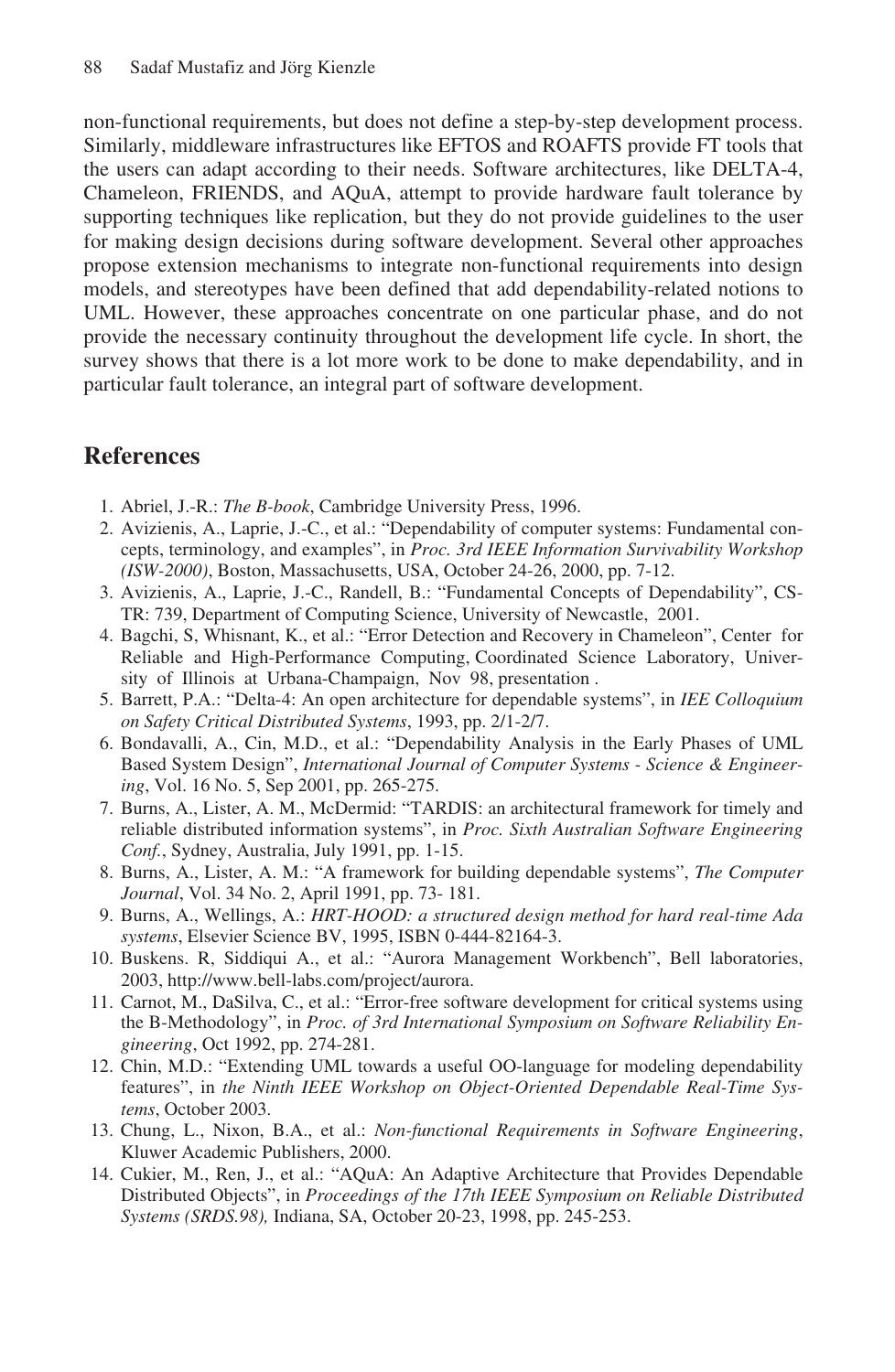non-functional requirements, but does not define a step-by-step development process. Similarly, middleware infrastructures like EFTOS and ROAFTS provide FT tools that the users can adapt according to their needs. Software architectures, like DELTA-4, Chameleon, FRIENDS, and AQuA, attempt to provide hardware fault tolerance by supporting techniques like replication, but they do not provide guidelines to the user for making design decisions during software development. Several other approaches propose extension mechanisms to integrate non-functional requirements into design models, and stereotypes have been defined that add dependability-related notions to UML. However, these approaches concentrate on one particular phase, and do not provide the necessary continuity throughout the development life cycle. In short, the survey shows that there is a lot more work to be done to make dependability, and in particular fault tolerance, an integral part of software development.

## References

1. Abriel, J.-R.: *The B-book*, Cambridge University Press, 1996.
2. Avizienis, A., Laprie, J.-C., et al.: "Dependability of computer systems: Fundamental concepts, terminology, and examples", in *Proc. 3rd IEEE Information Survivability Workshop (ISW-2000)*, Boston, Massachusetts, USA, October 24-26, 2000, pp. 7-12.
3. Avizienis, A., Laprie, J.-C., Randell, B.: "Fundamental Concepts of Dependability", CS-TR: 739, Department of Computing Science, University of Newcastle, 2001.
4. Bagchi, S, Whisnant, K., et al.: "Error Detection and Recovery in Chameleon", Center for Reliable and High-Performance Computing, Coordinated Science Laboratory, University of Illinois at Urbana-Champaign, Nov 98, presentation .
5. Barrett, P.A.: "Delta-4: An open architecture for dependable systems", in *IEE Colloquium on Safety Critical Distributed Systems*, 1993, pp. 2/1-2/7.
6. Bondavalli, A., Cin, M.D., et al.: "Dependability Analysis in the Early Phases of UML Based System Design", *International Journal of Computer Systems - Science & Engineering*, Vol. 16 No. 5, Sep 2001, pp. 265-275.
7. Burns, A., Lister, A. M., McDermid: "TARDIS: an architectural framework for timely and reliable distributed information systems", in *Proc. Sixth Australian Software Engineering Conf.*, Sydney, Australia, July 1991, pp. 1-15.
8. Burns, A., Lister, A. M.: "A framework for building dependable systems", *The Computer Journal*, Vol. 34 No. 2, April 1991, pp. 73- 181.
9. Burns, A., Wellings, A.: *HRT-HOOD: a structured design method for hard real-time Ada systems*, Elsevier Science BV, 1995, ISBN 0-444-82164-3.
10. Buskens. R, Siddiqui A., et al.: "Aurora Management Workbench", Bell laboratories, 2003, http://www.bell-labs.com/project/aurora.
11. Carnot, M., DaSilva, C., et al.: "Error-free software development for critical systems using the B-Methodology", in *Proc. of 3rd International Symposium on Software Reliability Engineering*, Oct 1992, pp. 274-281.
12. Chin, M.D.: "Extending UML towards a useful OO-language for modeling dependability features", in *the Ninth IEEE Workshop on Object-Oriented Dependable Real-Time Systems*, October 2003.
13. Chung, L., Nixon, B.A., et al.: *Non-functional Requirements in Software Engineering*, Kluwer Academic Publishers, 2000.
14. Cukier, M., Ren, J., et al.: "AQuA: An Adaptive Architecture that Provides Dependable Distributed Objects", in *Proceedings of the 17th IEEE Symposium on Reliable Distributed Systems (SRDS.98),* Indiana, SA, October 20-23, 1998, pp. 245-253.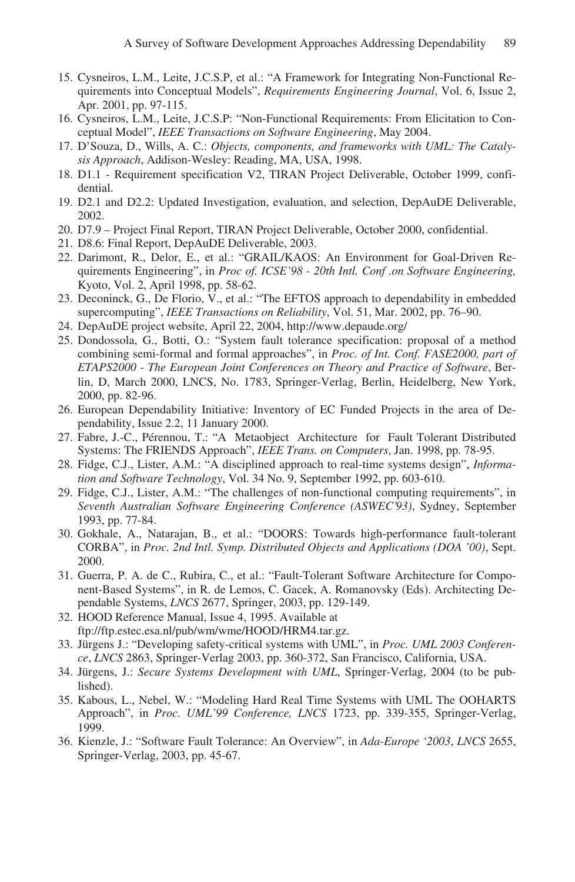15. Cysneiros, L.M., Leite, J.C.S.P, et al.: "A Framework for Integrating Non-Functional Requirements into Conceptual Models", *Requirements Engineering Journal*, Vol. 6, Issue 2, Apr. 2001, pp. 97-115.
16. Cysneiros, L.M., Leite, J.C.S.P: "Non-Functional Requirements: From Elicitation to Conceptual Model", *IEEE Transactions on Software Engineering*, May 2004.
17. D'Souza, D., Wills, A. C.: *Objects, components, and frameworks with UML: The Catalysis Approach*, Addison-Wesley: Reading, MA, USA, 1998.
18. D1.1 - Requirement specification V2, TIRAN Project Deliverable, October 1999, confidential.
19. D2.1 and D2.2: Updated Investigation, evaluation, and selection, DepAuDE Deliverable, 2002.
20. D7.9 – Project Final Report, TIRAN Project Deliverable, October 2000, confidential.
21. D8.6: Final Report, DepAuDE Deliverable, 2003.
22. Darimont, R., Delor, E., et al.: "GRAIL/KAOS: An Environment for Goal-Driven Requirements Engineering", in *Proc of. ICSE'98 - 20th Intl. Conf .on Software Engineering,* Kyoto, Vol. 2, April 1998, pp. 58-62.
23. Deconinck, G., De Florio, V., et al.: "The EFTOS approach to dependability in embedded supercomputing", *IEEE Transactions on Reliability*, Vol. 51, Mar. 2002, pp. 76–90.
24. DepAuDE project website, April 22, 2004, http://www.depaude.org/
25. Dondossola, G., Botti, O.: "System fault tolerance specification: proposal of a method combining semi-formal and formal approaches", in *Proc. of Int. Conf. FASE2000, part of ETAPS2000 - The European Joint Conferences on Theory and Practice of Software*, Berlin, D, March 2000, LNCS, No. 1783, Springer-Verlag, Berlin, Heidelberg, New York, 2000, pp. 82-96.
26. European Dependability Initiative: Inventory of EC Funded Projects in the area of Dependability, Issue 2.2, 11 January 2000.
27. Fabre, J.-C., Pérennou, T.: "A Metaobject Architecture for Fault Tolerant Distributed Systems: The FRIENDS Approach", *IEEE Trans. on Computers*, Jan. 1998, pp. 78-95.
28. Fidge, C.J., Lister, A.M.: "A disciplined approach to real-time systems design", *Information and Software Technology*, Vol. 34 No. 9, September 1992, pp. 603-610.
29. Fidge, C.J., Lister, A.M.: "The challenges of non-functional computing requirements", in *Seventh Australian Software Engineering Conference (ASWEC'93)*, Sydney, September 1993, pp. 77-84.
30. Gokhale, A., Natarajan, B., et al.: "DOORS: Towards high-performance fault-tolerant CORBA", in *Proc. 2nd Intl. Symp. Distributed Objects and Applications (DOA '00)*, Sept. 2000.
31. Guerra, P. A. de C., Rubira, C., et al.: "Fault-Tolerant Software Architecture for Component-Based Systems", in R. de Lemos, C. Gacek, A. Romanovsky (Eds). Architecting Dependable Systems, *LNCS* 2677, Springer, 2003, pp. 129-149.
32. HOOD Reference Manual, Issue 4, 1995. Available at ftp://ftp.estec.esa.nl/pub/wm/wme/HOOD/HRM4.tar.gz.
33. Jürgens J.: "Developing safety-critical systems with UML", in *Proc. UML 2003 Conference*, *LNCS* 2863, Springer-Verlag 2003, pp. 360-372, San Francisco, California, USA.
34. Jürgens, J.: *Secure Systems Development with UML*, Springer-Verlag, 2004 (to be published).
35. Kabous, L., Nebel, W.: "Modeling Hard Real Time Systems with UML The OOHARTS Approach", in *Proc. UML'99 Conference, LNCS* 1723, pp. 339-355, Springer-Verlag, 1999.
36. Kienzle, J.: "Software Fault Tolerance: An Overview", in *Ada-Europe '2003*, *LNCS* 2655, Springer-Verlag, 2003, pp. 45-67.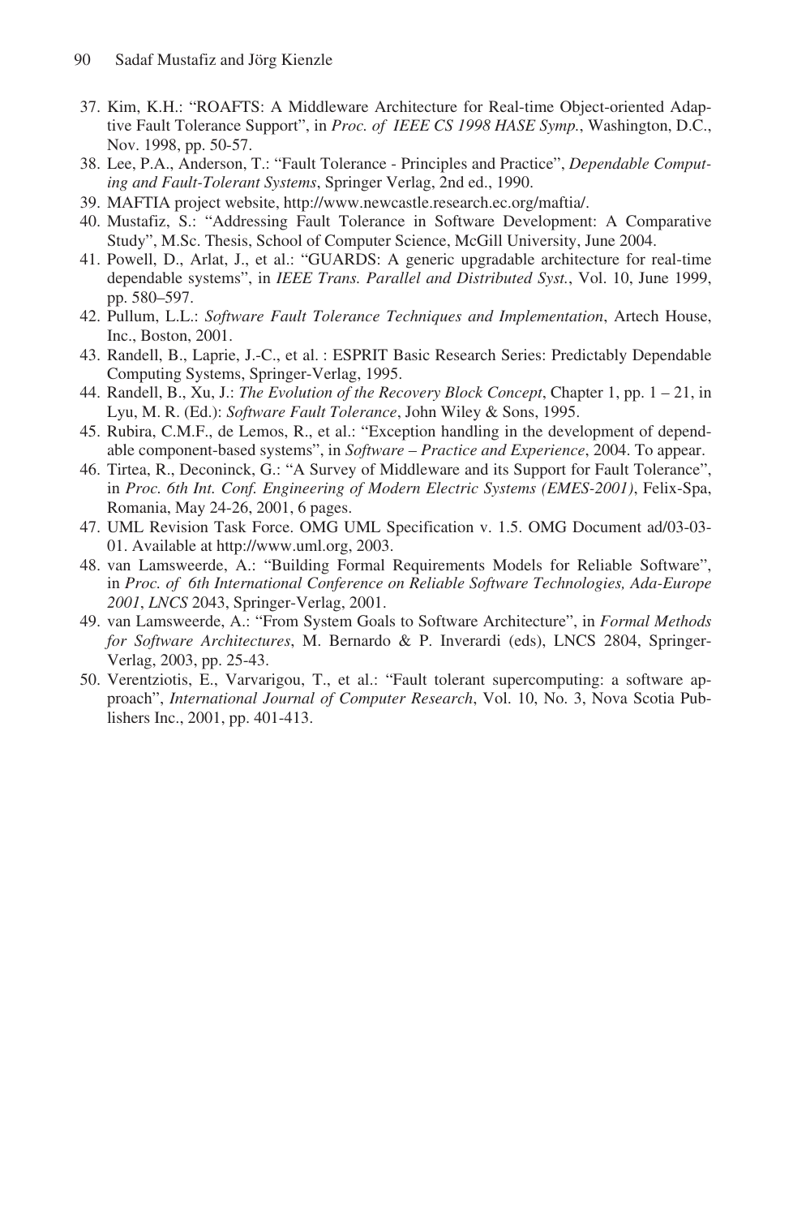37. Kim, K.H.: "ROAFTS: A Middleware Architecture for Real-time Object-oriented Adaptive Fault Tolerance Support", in *Proc. of IEEE CS 1998 HASE Symp.*, Washington, D.C., Nov. 1998, pp. 50-57.
38. Lee, P.A., Anderson, T.: "Fault Tolerance - Principles and Practice", *Dependable Computing and Fault-Tolerant Systems*, Springer Verlag, 2nd ed., 1990.
39. MAFTIA project website, http://www.newcastle.research.ec.org/maftia/.
40. Mustafiz, S.: "Addressing Fault Tolerance in Software Development: A Comparative Study", M.Sc. Thesis, School of Computer Science, McGill University, June 2004.
41. Powell, D., Arlat, J., et al.: "GUARDS: A generic upgradable architecture for real-time dependable systems", in *IEEE Trans. Parallel and Distributed Syst.*, Vol. 10, June 1999, pp. 580–597.
42. Pullum, L.L.: *Software Fault Tolerance Techniques and Implementation*, Artech House, Inc., Boston, 2001.
43. Randell, B., Laprie, J.-C., et al. : ESPRIT Basic Research Series: Predictably Dependable Computing Systems, Springer-Verlag, 1995.
44. Randell, B., Xu, J.: *The Evolution of the Recovery Block Concept*, Chapter 1, pp. 1 – 21, in Lyu, M. R. (Ed.): *Software Fault Tolerance*, John Wiley & Sons, 1995.
45. Rubira, C.M.F., de Lemos, R., et al.: "Exception handling in the development of dependable component-based systems", in *Software – Practice and Experience*, 2004. To appear.
46. Tirtea, R., Deconinck, G.: "A Survey of Middleware and its Support for Fault Tolerance", in *Proc. 6th Int. Conf. Engineering of Modern Electric Systems (EMES-2001)*, Felix-Spa, Romania, May 24-26, 2001, 6 pages.
47. UML Revision Task Force. OMG UML Specification v. 1.5. OMG Document ad/03-03-01. Available at http://www.uml.org, 2003.
48. van Lamsweerde, A.: "Building Formal Requirements Models for Reliable Software", in *Proc. of 6th International Conference on Reliable Software Technologies, Ada-Europe 2001*, *LNCS* 2043, Springer-Verlag, 2001.
49. van Lamsweerde, A.: "From System Goals to Software Architecture", in *Formal Methods for Software Architectures*, M. Bernardo & P. Inverardi (eds), LNCS 2804, Springer-Verlag, 2003, pp. 25-43.
50. Verentziotis, E., Varvarigou, T., et al.: "Fault tolerant supercomputing: a software approach", *International Journal of Computer Research*, Vol. 10, No. 3, Nova Scotia Publishers Inc., 2001, pp. 401-413.